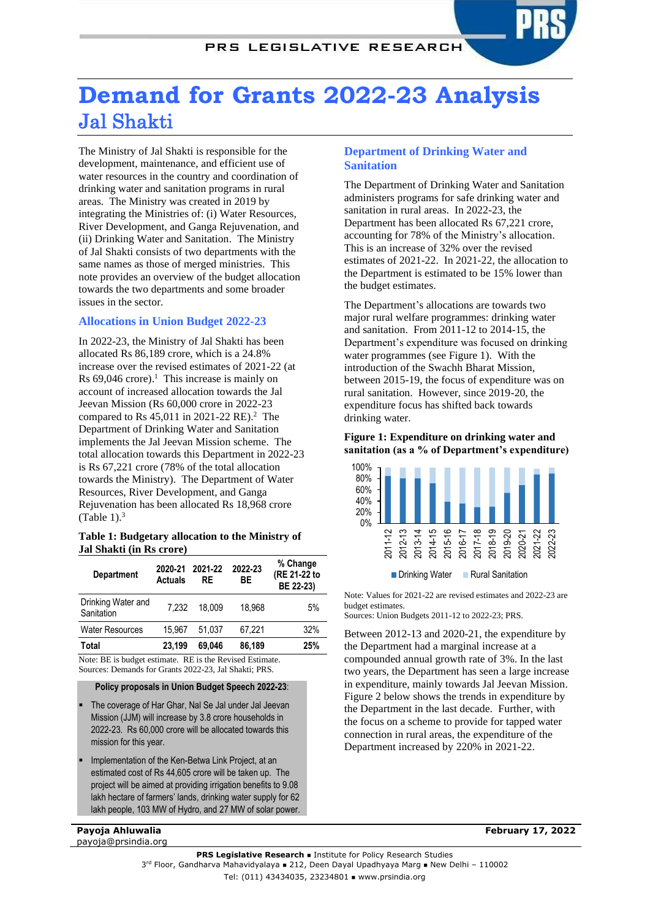# Demand for Grants 2022-23 Analysis

## Jal Shakti

The Ministry of Jal Shakti is responsible for the development, maintenance, and efficient use of water resources in the country and coordination of drinking water and sanitation programs in rural areas. The Ministry was created in 2019 by integrating the Ministries of: (i) Water Resources, River Development, and Ganga Rejuvenation, and (ii) Drinking Water and Sanitation. The Ministry of Jal Shakti consists of two departments with the same names as those of merged ministries. This note provides an overview of the budget allocation towards the two departments and some broader issues in the sector.

### Allocations in Union Budget 2022-23

In 2022-23, the Ministry of Jal Shakti has been allocated Rs 86,189 crore, which is a 24.8% increase over the revised estimates of 2021-22 (at Rs 69,046 crore).[1] This increase is mainly on account of increased allocation towards the Jal Jeevan Mission (Rs 60,000 crore in 2022-23 compared to Rs 45,011 in 2021-22 RE).[2] The Department of Drinking Water and Sanitation implements the Jal Jeevan Mission scheme. The total allocation towards this Department in 2022-23 is Rs 67,221 crore (78% of the total allocation towards the Ministry). The Department of Water Resources, River Development, and Ganga Rejuvenation has been allocated Rs 18,968 crore (Table 1).[3]

**Table 1: Budgetary allocation to the Ministry of Jal Shakti (in Rs crore)**

| Department | 2020-21 Actuals | 2021-22 RE | 2022-23 BE | % Change (RE 21-22 to BE 22-23) |
|---|---|---|---|---|
| Drinking Water and Sanitation | 7,232 | 18,009 | 18,968 | 5% |
| Water Resources | 15,967 | 51,037 | 67,221 | 32% |
| **Total** | **23,199** | **69,046** | **86,189** | **25%** |

Note: BE is budget estimate. RE is the Revised Estimate.
Sources: Demands for Grants 2022-23, Jal Shakti; PRS.

**Policy proposals in Union Budget Speech 2022-23:**

- The coverage of Har Ghar, Nal Se Jal under Jal Jeevan Mission (JJM) will increase by 3.8 crore households in 2022-23. Rs 60,000 crore will be allocated towards this mission for this year.
- Implementation of the Ken-Betwa Link Project, at an estimated cost of Rs 44,605 crore will be taken up. The project will be aimed at providing irrigation benefits to 9.08 lakh hectare of farmers' lands, drinking water supply for 62 lakh people, 103 MW of Hydro, and 27 MW of solar power.

### Department of Drinking Water and Sanitation

The Department of Drinking Water and Sanitation administers programs for safe drinking water and sanitation in rural areas. In 2022-23, the Department has been allocated Rs 67,221 crore, accounting for 78% of the Ministry's allocation. This is an increase of 32% over the revised estimates of 2021-22. In 2021-22, the allocation to the Department is estimated to be 15% lower than the budget estimates.

The Department's allocations are towards two major rural welfare programmes: drinking water and sanitation. From 2011-12 to 2014-15, the Department's expenditure was focused on drinking water programmes (see Figure 1). With the introduction of the Swachh Bharat Mission, between 2015-19, the focus of expenditure was on rural sanitation. However, since 2019-20, the expenditure focus has shifted back towards drinking water.

**Figure 1: Expenditure on drinking water and sanitation (as a % of Department's expenditure)**

Note: Values for 2021-22 are revised estimates and 2022-23 are budget estimates.
Sources: Union Budgets 2011-12 to 2022-23; PRS.

Between 2012-13 and 2020-21, the expenditure by the Department had a marginal increase at a compounded annual growth rate of 3%. In the last two years, the Department has seen a large increase in expenditure, mainly towards Jal Jeevan Mission. Figure 2 below shows the trends in expenditure by the Department in the last decade. Further, with the focus on a scheme to provide for tapped water connection in rural areas, the expenditure of the Department increased by 220% in 2021-22.

Payoja Ahluwalia
payoja@prsindia.org

February 17, 2022

PRS Legislative Research ▪ Institute for Policy Research Studies
3rd Floor, Gandharva Mahavidyalaya ▪ 212, Deen Dayal Upadhyaya Marg ▪ New Delhi – 110002
Tel: (011) 43434035, 23234801 ▪ www.prsindia.org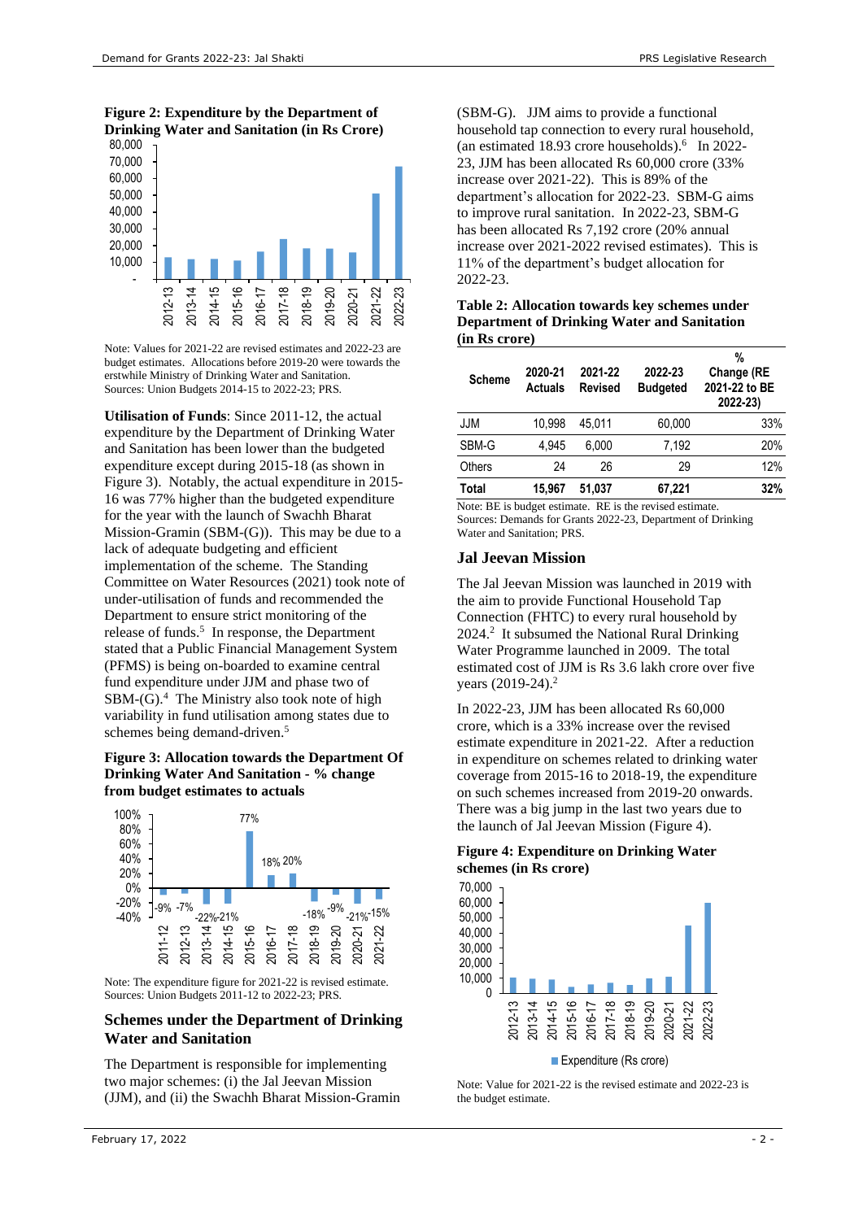**Figure 2: Expenditure by the Department of Drinking Water and Sanitation (in Rs Crore)**

Note: Values for 2021-22 are revised estimates and 2022-23 are budget estimates. Allocations before 2019-20 were towards the erstwhile Ministry of Drinking Water and Sanitation.
Sources: Union Budgets 2014-15 to 2022-23; PRS.

**Utilisation of Funds**: Since 2011-12, the actual expenditure by the Department of Drinking Water and Sanitation has been lower than the budgeted expenditure except during 2015-18 (as shown in Figure 3). Notably, the actual expenditure in 2015-16 was 77% higher than the budgeted expenditure for the year with the launch of Swachh Bharat Mission-Gramin (SBM-(G)). This may be due to a lack of adequate budgeting and efficient implementation of the scheme. The Standing Committee on Water Resources (2021) took note of under-utilisation of funds and recommended the Department to ensure strict monitoring of the release of funds.[5] In response, the Department stated that a Public Financial Management System (PFMS) is being on-boarded to examine central fund expenditure under JJM and phase two of SBM-(G).[4] The Ministry also took note of high variability in fund utilisation among states due to schemes being demand-driven.[5]

**Figure 3: Allocation towards the Department Of Drinking Water And Sanitation - % change from budget estimates to actuals**

Note: The expenditure figure for 2021-22 is revised estimate.
Sources: Union Budgets 2011-12 to 2022-23; PRS.

## Schemes under the Department of Drinking Water and Sanitation

The Department is responsible for implementing two major schemes: (i) the Jal Jeevan Mission (JJM), and (ii) the Swachh Bharat Mission-Gramin (SBM-G). JJM aims to provide a functional household tap connection to every rural household, (an estimated 18.93 crore households).[6] In 2022-23, JJM has been allocated Rs 60,000 crore (33% increase over 2021-22). This is 89% of the department's allocation for 2022-23. SBM-G aims to improve rural sanitation. In 2022-23, SBM-G has been allocated Rs 7,192 crore (20% annual increase over 2021-2022 revised estimates). This is 11% of the department's budget allocation for 2022-23.

**Table 2: Allocation towards key schemes under Department of Drinking Water and Sanitation (in Rs crore)**

| Scheme | 2020-21 Actuals | 2021-22 Revised | 2022-23 Budgeted | % Change (RE 2021-22 to BE 2022-23) |
|---|---|---|---|---|
| JJM | 10,998 | 45,011 | 60,000 | 33% |
| SBM-G | 4,945 | 6,000 | 7,192 | 20% |
| Others | 24 | 26 | 29 | 12% |
| **Total** | **15,967** | **51,037** | **67,221** | **32%** |

Note: BE is budget estimate. RE is the revised estimate.
Sources: Demands for Grants 2022-23, Department of Drinking Water and Sanitation; PRS.

## Jal Jeevan Mission

The Jal Jeevan Mission was launched in 2019 with the aim to provide Functional Household Tap Connection (FHTC) to every rural household by 2024.[2] It subsumed the National Rural Drinking Water Programme launched in 2009. The total estimated cost of JJM is Rs 3.6 lakh crore over five years (2019-24).[2]

In 2022-23, JJM has been allocated Rs 60,000 crore, which is a 33% increase over the revised estimate expenditure in 2021-22. After a reduction in expenditure on schemes related to drinking water coverage from 2015-16 to 2018-19, the expenditure on such schemes increased from 2019-20 onwards. There was a big jump in the last two years due to the launch of Jal Jeevan Mission (Figure 4).

**Figure 4: Expenditure on Drinking Water schemes (in Rs crore)**

Note: Value for 2021-22 is the revised estimate and 2022-23 is the budget estimate.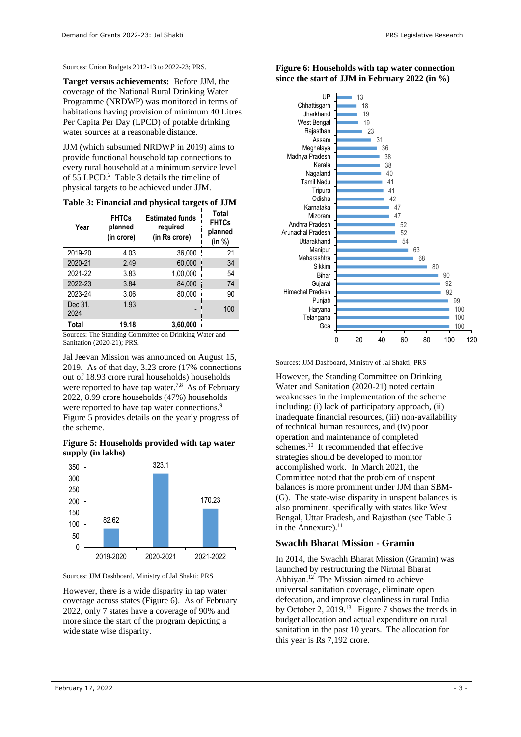Sources: Union Budgets 2012-13 to 2022-23; PRS.

**Target versus achievements:** Before JJM, the coverage of the National Rural Drinking Water Programme (NRDWP) was monitored in terms of habitations having provision of minimum 40 Litres Per Capita Per Day (LPCD) of potable drinking water sources at a reasonable distance.

JJM (which subsumed NRDWP in 2019) aims to provide functional household tap connections to every rural household at a minimum service level of 55 LPCD.[2] Table 3 details the timeline of physical targets to be achieved under JJM.

**Table 3: Financial and physical targets of JJM**

| Year | FHTCs planned (in crore) | Estimated funds required (in Rs crore) | Total FHTCs planned (in %) |
|---|---|---|---|
| 2019-20 | 4.03 | 36,000 | 21 |
| 2020-21 | 2.49 | 60,000 | 34 |
| 2021-22 | 3.83 | 1,00,000 | 54 |
| 2022-23 | 3.84 | 84,000 | 74 |
| 2023-24 | 3.06 | 80,000 | 90 |
| Dec 31, 2024 | 1.93 | - | 100 |
| **Total** | **19.18** | **3,60,000** | |

Sources: The Standing Committee on Drinking Water and Sanitation (2020-21); PRS.

Jal Jeevan Mission was announced on August 15, 2019. As of that day, 3.23 crore (17% connections out of 18.93 crore rural households) households were reported to have tap water.[7,8] As of February 2022, 8.99 crore households (47%) households were reported to have tap water connections.[9] Figure 5 provides details on the yearly progress of the scheme.

**Figure 5: Households provided with tap water supply (in lakhs)**

| Year | Households (in lakhs) |
|---|---|
| 2019-2020 | 82.62 |
| 2020-2021 | 323.1 |
| 2021-2022 | 170.23 |

Sources: JJM Dashboard, Ministry of Jal Shakti; PRS

However, there is a wide disparity in tap water coverage across states (Figure 6). As of February 2022, only 7 states have a coverage of 90% and more since the start of the program depicting a wide state wise disparity.

**Figure 6: Households with tap water connection since the start of JJM in February 2022 (in %)**

| State | % |
|---|---|
| UP | 13 |
| Chhattisgarh | 18 |
| Jharkhand | 19 |
| West Bengal | 19 |
| Rajasthan | 23 |
| Assam | 31 |
| Meghalaya | 36 |
| Madhya Pradesh | 38 |
| Kerala | 38 |
| Nagaland | 40 |
| Tamil Nadu | 41 |
| Tripura | 41 |
| Odisha | 42 |
| Karnataka | 47 |
| Mizoram | 47 |
| Andhra Pradesh | 52 |
| Arunachal Pradesh | 52 |
| Uttarakhand | 54 |
| Manipur | 63 |
| Maharashtra | 68 |
| Sikkim | 80 |
| Bihar | 90 |
| Gujarat | 92 |
| Himachal Pradesh | 92 |
| Punjab | 99 |
| Haryana | 100 |
| Telangana | 100 |
| Goa | 100 |

Sources: JJM Dashboard, Ministry of Jal Shakti; PRS

However, the Standing Committee on Drinking Water and Sanitation (2020-21) noted certain weaknesses in the implementation of the scheme including: (i) lack of participatory approach, (ii) inadequate financial resources, (iii) non-availability of technical human resources, and (iv) poor operation and maintenance of completed schemes.[10] It recommended that effective strategies should be developed to monitor accomplished work. In March 2021, the Committee noted that the problem of unspent balances is more prominent under JJM than SBM-(G). The state-wise disparity in unspent balances is also prominent, specifically with states like West Bengal, Uttar Pradesh, and Rajasthan (see Table 5 in the Annexure).[11]

## Swachh Bharat Mission - Gramin

In 2014, the Swachh Bharat Mission (Gramin) was launched by restructuring the Nirmal Bharat Abhiyan.[12] The Mission aimed to achieve universal sanitation coverage, eliminate open defecation, and improve cleanliness in rural India by October 2, 2019.[13] Figure 7 shows the trends in budget allocation and actual expenditure on rural sanitation in the past 10 years. The allocation for this year is Rs 7,192 crore.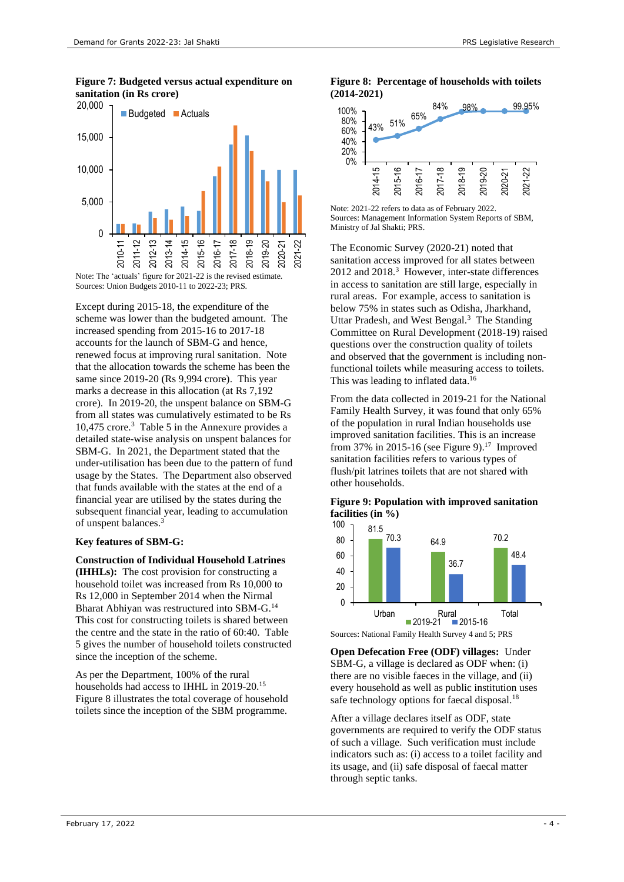**Figure 7: Budgeted versus actual expenditure on sanitation (in Rs crore)**

Note: The 'actuals' figure for 2021-22 is the revised estimate.
Sources: Union Budgets 2010-11 to 2022-23; PRS.

Except during 2015-18, the expenditure of the scheme was lower than the budgeted amount. The increased spending from 2015-16 to 2017-18 accounts for the launch of SBM-G and hence, renewed focus at improving rural sanitation. Note that the allocation towards the scheme has been the same since 2019-20 (Rs 9,994 crore). This year marks a decrease in this allocation (at Rs 7,192 crore). In 2019-20, the unspent balance on SBM-G from all states was cumulatively estimated to be Rs 10,475 crore.[3] Table 5 in the Annexure provides a detailed state-wise analysis on unspent balances for SBM-G. In 2021, the Department stated that the under-utilisation has been due to the pattern of fund usage by the States. The Department also observed that funds available with the states at the end of a financial year are utilised by the states during the subsequent financial year, leading to accumulation of unspent balances.[3]

**Key features of SBM-G:**

**Construction of Individual Household Latrines (IHHLs):** The cost provision for constructing a household toilet was increased from Rs 10,000 to Rs 12,000 in September 2014 when the Nirmal Bharat Abhiyan was restructured into SBM-G.[14] This cost for constructing toilets is shared between the centre and the state in the ratio of 60:40. Table 5 gives the number of household toilets constructed since the inception of the scheme.

As per the Department, 100% of the rural households had access to IHHL in 2019-20.[15] Figure 8 illustrates the total coverage of household toilets since the inception of the SBM programme.

**Figure 8: Percentage of households with toilets (2014-2021)**

| Year | Households with toilets |
|---|---|
| 2014-15 | 43% |
| 2015-16 | 51% |
| 2016-17 | 65% |
| 2017-18 | 84% |
| 2018-19 | 98% |
| 2019-20 | |
| 2020-21 | |
| 2021-22 | 99.95% |

Note: 2021-22 refers to data as of February 2022.
Sources: Management Information System Reports of SBM, Ministry of Jal Shakti; PRS.

The Economic Survey (2020-21) noted that sanitation access improved for all states between 2012 and 2018.[3] However, inter-state differences in access to sanitation are still large, especially in rural areas. For example, access to sanitation is below 75% in states such as Odisha, Jharkhand, Uttar Pradesh, and West Bengal.[3] The Standing Committee on Rural Development (2018-19) raised questions over the construction quality of toilets and observed that the government is including non-functional toilets while measuring access to toilets. This was leading to inflated data.[16]

From the data collected in 2019-21 for the National Family Health Survey, it was found that only 65% of the population in rural Indian households use improved sanitation facilities. This is an increase from 37% in 2015-16 (see Figure 9).[17] Improved sanitation facilities refers to various types of flush/pit latrines toilets that are not shared with other households.

**Figure 9: Population with improved sanitation facilities (in %)**

| | 2019-21 | 2015-16 |
|---|---|---|
| Urban | 81.5 | 70.3 |
| Rural | 64.9 | 36.7 |
| Total | 70.2 | 48.4 |

Sources: National Family Health Survey 4 and 5; PRS

**Open Defecation Free (ODF) villages:** Under SBM-G, a village is declared as ODF when: (i) there are no visible faeces in the village, and (ii) every household as well as public institution uses safe technology options for faecal disposal.[18]

After a village declares itself as ODF, state governments are required to verify the ODF status of such a village. Such verification must include indicators such as: (i) access to a toilet facility and its usage, and (ii) safe disposal of faecal matter through septic tanks.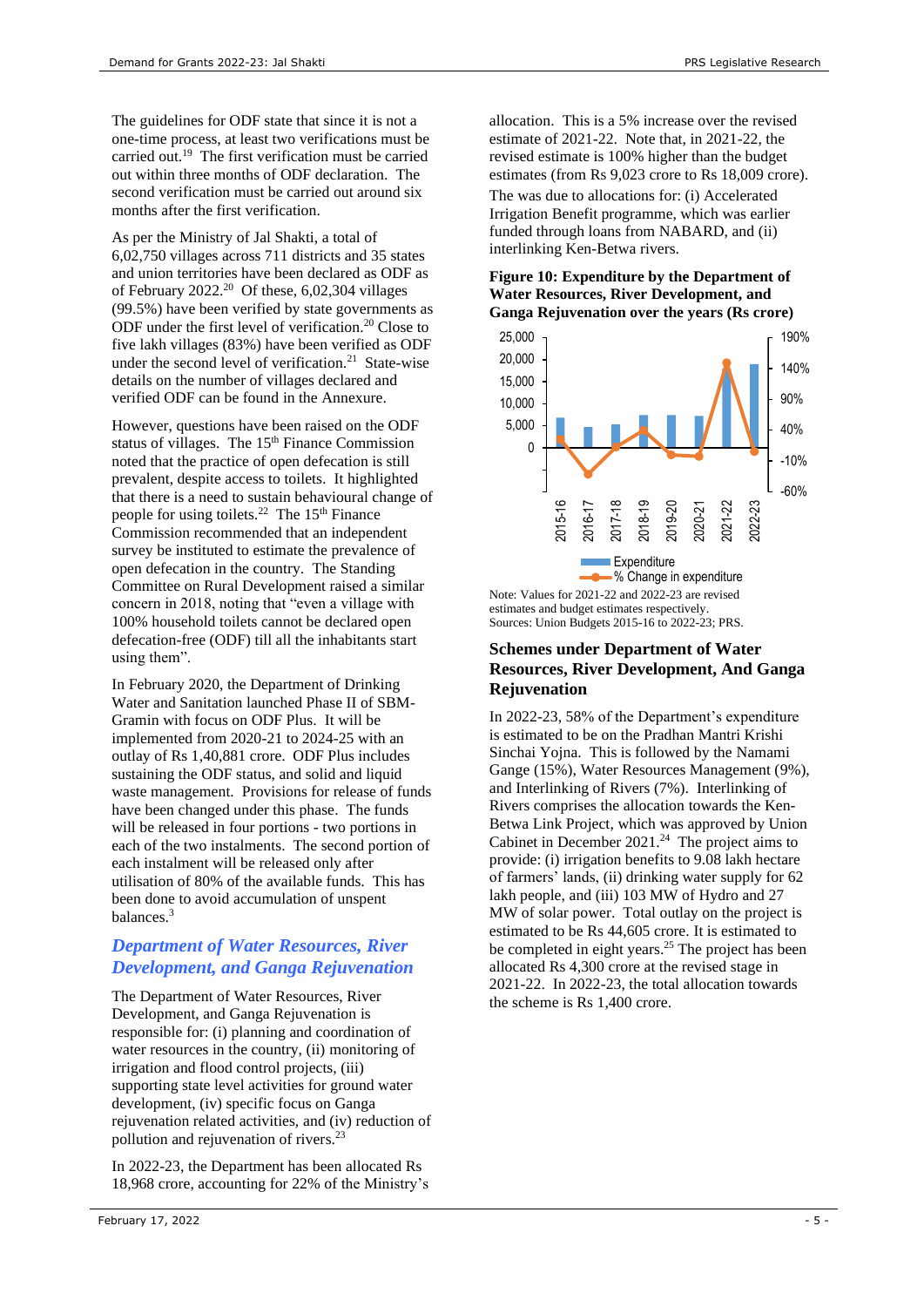The guidelines for ODF state that since it is not a one-time process, at least two verifications must be carried out.[19] The first verification must be carried out within three months of ODF declaration. The second verification must be carried out around six months after the first verification.

As per the Ministry of Jal Shakti, a total of 6,02,750 villages across 711 districts and 35 states and union territories have been declared as ODF as of February 2022.[20] Of these, 6,02,304 villages (99.5%) have been verified by state governments as ODF under the first level of verification.[20] Close to five lakh villages (83%) have been verified as ODF under the second level of verification.[21] State-wise details on the number of villages declared and verified ODF can be found in the Annexure.

However, questions have been raised on the ODF status of villages. The 15th Finance Commission noted that the practice of open defecation is still prevalent, despite access to toilets. It highlighted that there is a need to sustain behavioural change of people for using toilets.[22] The 15th Finance Commission recommended that an independent survey be instituted to estimate the prevalence of open defecation in the country. The Standing Committee on Rural Development raised a similar concern in 2018, noting that "even a village with 100% household toilets cannot be declared open defecation-free (ODF) till all the inhabitants start using them".

In February 2020, the Department of Drinking Water and Sanitation launched Phase II of SBM-Gramin with focus on ODF Plus. It will be implemented from 2020-21 to 2024-25 with an outlay of Rs 1,40,881 crore. ODF Plus includes sustaining the ODF status, and solid and liquid waste management. Provisions for release of funds have been changed under this phase. The funds will be released in four portions - two portions in each of the two instalments. The second portion of each instalment will be released only after utilisation of 80% of the available funds. This has been done to avoid accumulation of unspent balances.[3]

## *Department of Water Resources, River Development, and Ganga Rejuvenation*

The Department of Water Resources, River Development, and Ganga Rejuvenation is responsible for: (i) planning and coordination of water resources in the country, (ii) monitoring of irrigation and flood control projects, (iii) supporting state level activities for ground water development, (iv) specific focus on Ganga rejuvenation related activities, and (iv) reduction of pollution and rejuvenation of rivers.[23]

In 2022-23, the Department has been allocated Rs 18,968 crore, accounting for 22% of the Ministry's allocation. This is a 5% increase over the revised estimate of 2021-22. Note that, in 2021-22, the revised estimate is 100% higher than the budget estimates (from Rs 9,023 crore to Rs 18,009 crore). The was due to allocations for: (i) Accelerated Irrigation Benefit programme, which was earlier funded through loans from NABARD, and (ii) interlinking Ken-Betwa rivers.

**Figure 10: Expenditure by the Department of Water Resources, River Development, and Ganga Rejuvenation over the years (Rs crore)**

Note: Values for 2021-22 and 2022-23 are revised estimates and budget estimates respectively.
Sources: Union Budgets 2015-16 to 2022-23; PRS.

### Schemes under Department of Water Resources, River Development, And Ganga Rejuvenation

In 2022-23, 58% of the Department's expenditure is estimated to be on the Pradhan Mantri Krishi Sinchai Yojna. This is followed by the Namami Gange (15%), Water Resources Management (9%), and Interlinking of Rivers (7%). Interlinking of Rivers comprises the allocation towards the Ken-Betwa Link Project, which was approved by Union Cabinet in December 2021.[24] The project aims to provide: (i) irrigation benefits to 9.08 lakh hectare of farmers' lands, (ii) drinking water supply for 62 lakh people, and (iii) 103 MW of Hydro and 27 MW of solar power. Total outlay on the project is estimated to be Rs 44,605 crore. It is estimated to be completed in eight years.[25] The project has been allocated Rs 4,300 crore at the revised stage in 2021-22. In 2022-23, the total allocation towards the scheme is Rs 1,400 crore.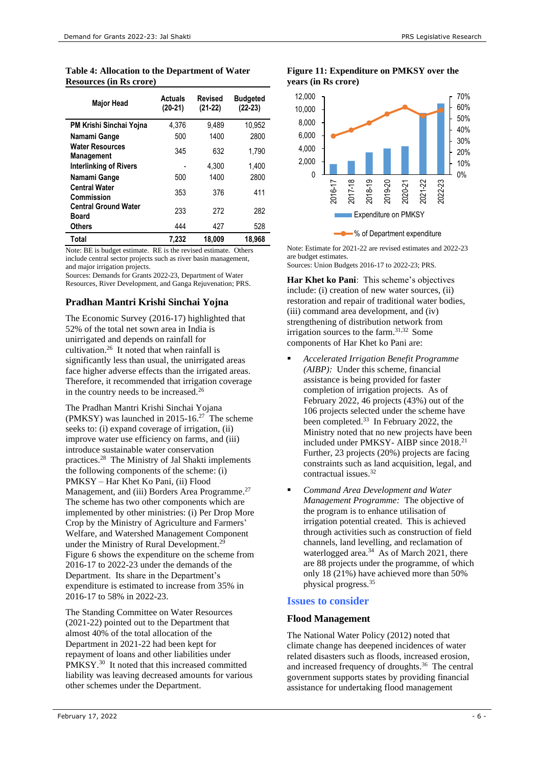**Table 4: Allocation to the Department of Water Resources (in Rs crore)**

| Major Head | Actuals (20-21) | Revised (21-22) | Budgeted (22-23) |
|---|---|---|---|
| PM Krishi Sinchai Yojna | 4,376 | 9,489 | 10,952 |
| Namami Gange | 500 | 1400 | 2800 |
| Water Resources Management | 345 | 632 | 1,790 |
| Interlinking of Rivers | - | 4,300 | 1,400 |
| Namami Gange | 500 | 1400 | 2800 |
| Central Water Commission | 353 | 376 | 411 |
| Central Ground Water Board | 233 | 272 | 282 |
| Others | 444 | 427 | 528 |
| **Total** | **7,232** | **18,009** | **18,968** |

Note: BE is budget estimate. RE is the revised estimate. Others include central sector projects such as river basin management, and major irrigation projects.
Sources: Demands for Grants 2022-23, Department of Water Resources, River Development, and Ganga Rejuvenation; PRS.

## Pradhan Mantri Krishi Sinchai Yojna

The Economic Survey (2016-17) highlighted that 52% of the total net sown area in India is unirrigated and depends on rainfall for cultivation.[26] It noted that when rainfall is significantly less than usual, the unirrigated areas face higher adverse effects than the irrigated areas. Therefore, it recommended that irrigation coverage in the country needs to be increased.[26]

The Pradhan Mantri Krishi Sinchai Yojana (PMKSY) was launched in 2015-16.[27] The scheme seeks to: (i) expand coverage of irrigation, (ii) improve water use efficiency on farms, and (iii) introduce sustainable water conservation practices.[28] The Ministry of Jal Shakti implements the following components of the scheme: (i) PMKSY – Har Khet Ko Pani, (ii) Flood Management, and (iii) Borders Area Programme.[27] The scheme has two other components which are implemented by other ministries: (i) Per Drop More Crop by the Ministry of Agriculture and Farmers' Welfare, and Watershed Management Component under the Ministry of Rural Development.[29] Figure 6 shows the expenditure on the scheme from 2016-17 to 2022-23 under the demands of the Department. Its share in the Department's expenditure is estimated to increase from 35% in 2016-17 to 58% in 2022-23.

The Standing Committee on Water Resources (2021-22) pointed out to the Department that almost 40% of the total allocation of the Department in 2021-22 had been kept for repayment of loans and other liabilities under PMKSY.[30] It noted that this increased committed liability was leaving decreased amounts for various other schemes under the Department.

**Figure 11: Expenditure on PMKSY over the years (in Rs crore)**

| Year | Expenditure on PMKSY (approx.) | % of Department expenditure (approx.) |
|---|---|---|
| 2016-17 | ~1,700 | ~35% |
| 2017-18 | ~2,100 | ~40% |
| 2018-19 | ~3,400 | ~46% |
| 2019-20 | ~4,000 | ~54% |
| 2020-21 | ~4,400 | ~60% |
| 2021-22 | ~9,500 | ~53% |
| 2022-23 | ~10,900 | ~58% |

Note: Estimate for 2021-22 are revised estimates and 2022-23 are budget estimates.
Sources: Union Budgets 2016-17 to 2022-23; PRS.

**Har Khet ko Pani**: This scheme's objectives include: (i) creation of new water sources, (ii) restoration and repair of traditional water bodies, (iii) command area development, and (iv) strengthening of distribution network from irrigation sources to the farm.[31,32] Some components of Har Khet ko Pani are:

- *Accelerated Irrigation Benefit Programme (AIBP):* Under this scheme, financial assistance is being provided for faster completion of irrigation projects. As of February 2022, 46 projects (43%) out of the 106 projects selected under the scheme have been completed.[33] In February 2022, the Ministry noted that no new projects have been included under PMKSY- AIBP since 2018.[21] Further, 23 projects (20%) projects are facing constraints such as land acquisition, legal, and contractual issues.[32]

- *Command Area Development and Water Management Programme:* The objective of the program is to enhance utilisation of irrigation potential created. This is achieved through activities such as construction of field channels, land levelling, and reclamation of waterlogged area.[34] As of March 2021, there are 88 projects under the programme, of which only 18 (21%) have achieved more than 50% physical progress.[35]

## Issues to consider

### Flood Management

The National Water Policy (2012) noted that climate change has deepened incidences of water related disasters such as floods, increased erosion, and increased frequency of droughts.[36] The central government supports states by providing financial assistance for undertaking flood management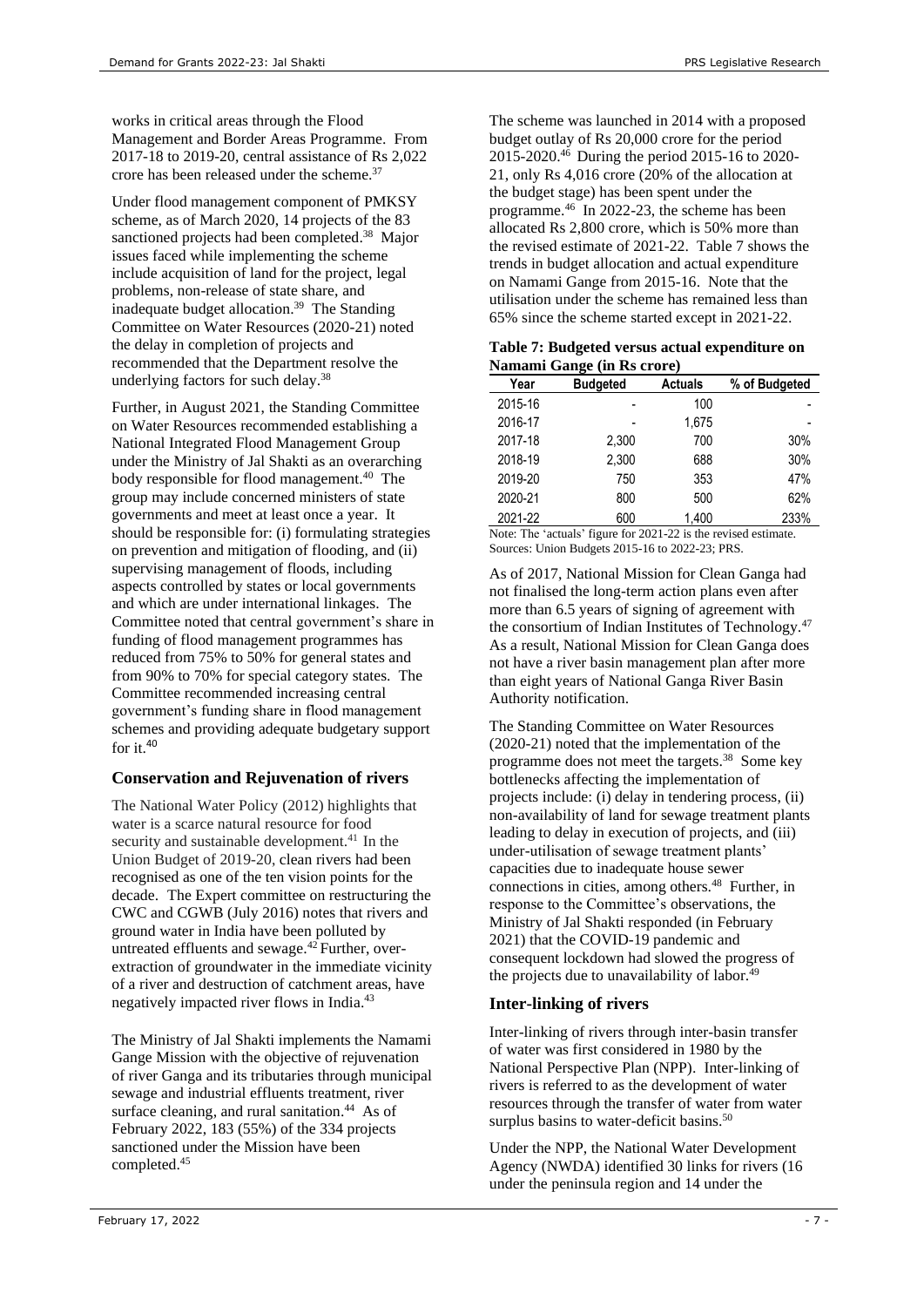works in critical areas through the Flood Management and Border Areas Programme. From 2017-18 to 2019-20, central assistance of Rs 2,022 crore has been released under the scheme.[37]

Under flood management component of PMKSY scheme, as of March 2020, 14 projects of the 83 sanctioned projects had been completed.[38] Major issues faced while implementing the scheme include acquisition of land for the project, legal problems, non-release of state share, and inadequate budget allocation.[39] The Standing Committee on Water Resources (2020-21) noted the delay in completion of projects and recommended that the Department resolve the underlying factors for such delay.[38]

Further, in August 2021, the Standing Committee on Water Resources recommended establishing a National Integrated Flood Management Group under the Ministry of Jal Shakti as an overarching body responsible for flood management.[40] The group may include concerned ministers of state governments and meet at least once a year. It should be responsible for: (i) formulating strategies on prevention and mitigation of flooding, and (ii) supervising management of floods, including aspects controlled by states or local governments and which are under international linkages. The Committee noted that central government's share in funding of flood management programmes has reduced from 75% to 50% for general states and from 90% to 70% for special category states. The Committee recommended increasing central government's funding share in flood management schemes and providing adequate budgetary support for it.[40]

## Conservation and Rejuvenation of rivers

The National Water Policy (2012) highlights that water is a scarce natural resource for food security and sustainable development.[41] In the Union Budget of 2019-20, clean rivers had been recognised as one of the ten vision points for the decade. The Expert committee on restructuring the CWC and CGWB (July 2016) notes that rivers and ground water in India have been polluted by untreated effluents and sewage.[42] Further, over-extraction of groundwater in the immediate vicinity of a river and destruction of catchment areas, have negatively impacted river flows in India.[43]

The Ministry of Jal Shakti implements the Namami Gange Mission with the objective of rejuvenation of river Ganga and its tributaries through municipal sewage and industrial effluents treatment, river surface cleaning, and rural sanitation.[44] As of February 2022, 183 (55%) of the 334 projects sanctioned under the Mission have been completed.[45]

The scheme was launched in 2014 with a proposed budget outlay of Rs 20,000 crore for the period 2015-2020.[46] During the period 2015-16 to 2020-21, only Rs 4,016 crore (20% of the allocation at the budget stage) has been spent under the programme.[46] In 2022-23, the scheme has been allocated Rs 2,800 crore, which is 50% more than the revised estimate of 2021-22. Table 7 shows the trends in budget allocation and actual expenditure on Namami Gange from 2015-16. Note that the utilisation under the scheme has remained less than 65% since the scheme started except in 2021-22.

**Table 7: Budgeted versus actual expenditure on Namami Gange (in Rs crore)**

| Year | Budgeted | Actuals | % of Budgeted |
|---|---|---|---|
| 2015-16 | - | 100 | - |
| 2016-17 | - | 1,675 | - |
| 2017-18 | 2,300 | 700 | 30% |
| 2018-19 | 2,300 | 688 | 30% |
| 2019-20 | 750 | 353 | 47% |
| 2020-21 | 800 | 500 | 62% |
| 2021-22 | 600 | 1,400 | 233% |

Note: The 'actuals' figure for 2021-22 is the revised estimate.
Sources: Union Budgets 2015-16 to 2022-23; PRS.

As of 2017, National Mission for Clean Ganga had not finalised the long-term action plans even after more than 6.5 years of signing of agreement with the consortium of Indian Institutes of Technology.[47] As a result, National Mission for Clean Ganga does not have a river basin management plan after more than eight years of National Ganga River Basin Authority notification.

The Standing Committee on Water Resources (2020-21) noted that the implementation of the programme does not meet the targets.[38] Some key bottlenecks affecting the implementation of projects include: (i) delay in tendering process, (ii) non-availability of land for sewage treatment plants leading to delay in execution of projects, and (iii) under-utilisation of sewage treatment plants' capacities due to inadequate house sewer connections in cities, among others.[48] Further, in response to the Committee's observations, the Ministry of Jal Shakti responded (in February 2021) that the COVID-19 pandemic and consequent lockdown had slowed the progress of the projects due to unavailability of labor.[49]

## Inter-linking of rivers

Inter-linking of rivers through inter-basin transfer of water was first considered in 1980 by the National Perspective Plan (NPP). Inter-linking of rivers is referred to as the development of water resources through the transfer of water from water surplus basins to water-deficit basins.[50]

Under the NPP, the National Water Development Agency (NWDA) identified 30 links for rivers (16 under the peninsula region and 14 under the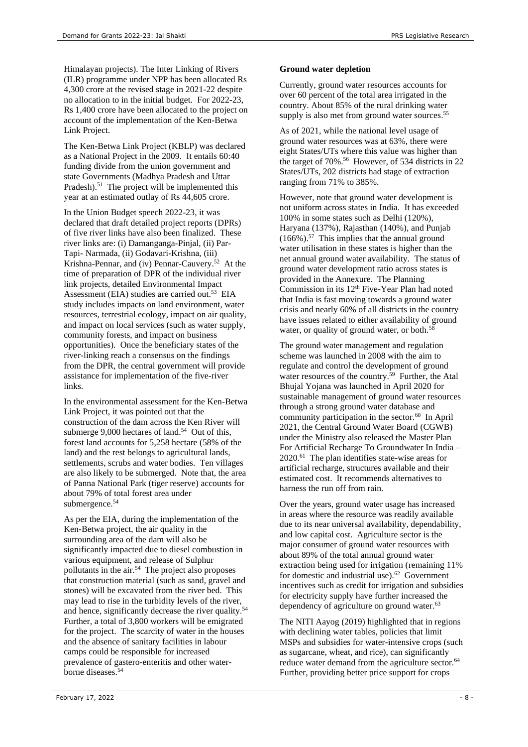Himalayan projects). The Inter Linking of Rivers (ILR) programme under NPP has been allocated Rs 4,300 crore at the revised stage in 2021-22 despite no allocation to in the initial budget. For 2022-23, Rs 1,400 crore have been allocated to the project on account of the implementation of the Ken-Betwa Link Project.

The Ken-Betwa Link Project (KBLP) was declared as a National Project in the 2009. It entails 60:40 funding divide from the union government and state Governments (Madhya Pradesh and Uttar Pradesh).[51] The project will be implemented this year at an estimated outlay of Rs 44,605 crore.

In the Union Budget speech 2022-23, it was declared that draft detailed project reports (DPRs) of five river links have also been finalized. These river links are: (i) Damanganga-Pinjal, (ii) Par-Tapi- Narmada, (iii) Godavari-Krishna, (iii) Krishna-Pennar, and (iv) Pennar-Cauvery.[52] At the time of preparation of DPR of the individual river link projects, detailed Environmental Impact Assessment (EIA) studies are carried out.[53] EIA study includes impacts on land environment, water resources, terrestrial ecology, impact on air quality, and impact on local services (such as water supply, community forests, and impact on business opportunities). Once the beneficiary states of the river-linking reach a consensus on the findings from the DPR, the central government will provide assistance for implementation of the five-river links.

In the environmental assessment for the Ken-Betwa Link Project, it was pointed out that the construction of the dam across the Ken River will submerge 9,000 hectares of land.[54] Out of this, forest land accounts for 5,258 hectare (58% of the land) and the rest belongs to agricultural lands, settlements, scrubs and water bodies. Ten villages are also likely to be submerged. Note that, the area of Panna National Park (tiger reserve) accounts for about 79% of total forest area under submergence.[54]

As per the EIA, during the implementation of the Ken-Betwa project, the air quality in the surrounding area of the dam will also be significantly impacted due to diesel combustion in various equipment, and release of Sulphur pollutants in the air.[54] The project also proposes that construction material (such as sand, gravel and stones) will be excavated from the river bed. This may lead to rise in the turbidity levels of the river, and hence, significantly decrease the river quality.[54] Further, a total of 3,800 workers will be emigrated for the project. The scarcity of water in the houses and the absence of sanitary facilities in labour camps could be responsible for increased prevalence of gastero-enteritis and other water-borne diseases.[54]

**Ground water depletion**

Currently, ground water resources accounts for over 60 percent of the total area irrigated in the country. About 85% of the rural drinking water supply is also met from ground water sources.[55]

As of 2021, while the national level usage of ground water resources was at 63%, there were eight States/UTs where this value was higher than the target of 70%.[56] However, of 534 districts in 22 States/UTs, 202 districts had stage of extraction ranging from 71% to 385%.

However, note that ground water development is not uniform across states in India. It has exceeded 100% in some states such as Delhi (120%), Haryana (137%), Rajasthan (140%), and Punjab (166%).[57] This implies that the annual ground water utilisation in these states is higher than the net annual ground water availability. The status of ground water development ratio across states is provided in the Annexure. The Planning Commission in its 12th Five-Year Plan had noted that India is fast moving towards a ground water crisis and nearly 60% of all districts in the country have issues related to either availability of ground water, or quality of ground water, or both.[58]

The ground water management and regulation scheme was launched in 2008 with the aim to regulate and control the development of ground water resources of the country.[59] Further, the Atal Bhujal Yojana was launched in April 2020 for sustainable management of ground water resources through a strong ground water database and community participation in the sector.[60] In April 2021, the Central Ground Water Board (CGWB) under the Ministry also released the Master Plan For Artificial Recharge To Groundwater In India – 2020.[61] The plan identifies state-wise areas for artificial recharge, structures available and their estimated cost. It recommends alternatives to harness the run off from rain.

Over the years, ground water usage has increased in areas where the resource was readily available due to its near universal availability, dependability, and low capital cost. Agriculture sector is the major consumer of ground water resources with about 89% of the total annual ground water extraction being used for irrigation (remaining 11% for domestic and industrial use).[62] Government incentives such as credit for irrigation and subsidies for electricity supply have further increased the dependency of agriculture on ground water.[63]

The NITI Aayog (2019) highlighted that in regions with declining water tables, policies that limit MSPs and subsidies for water-intensive crops (such as sugarcane, wheat, and rice), can significantly reduce water demand from the agriculture sector.[64] Further, providing better price support for crops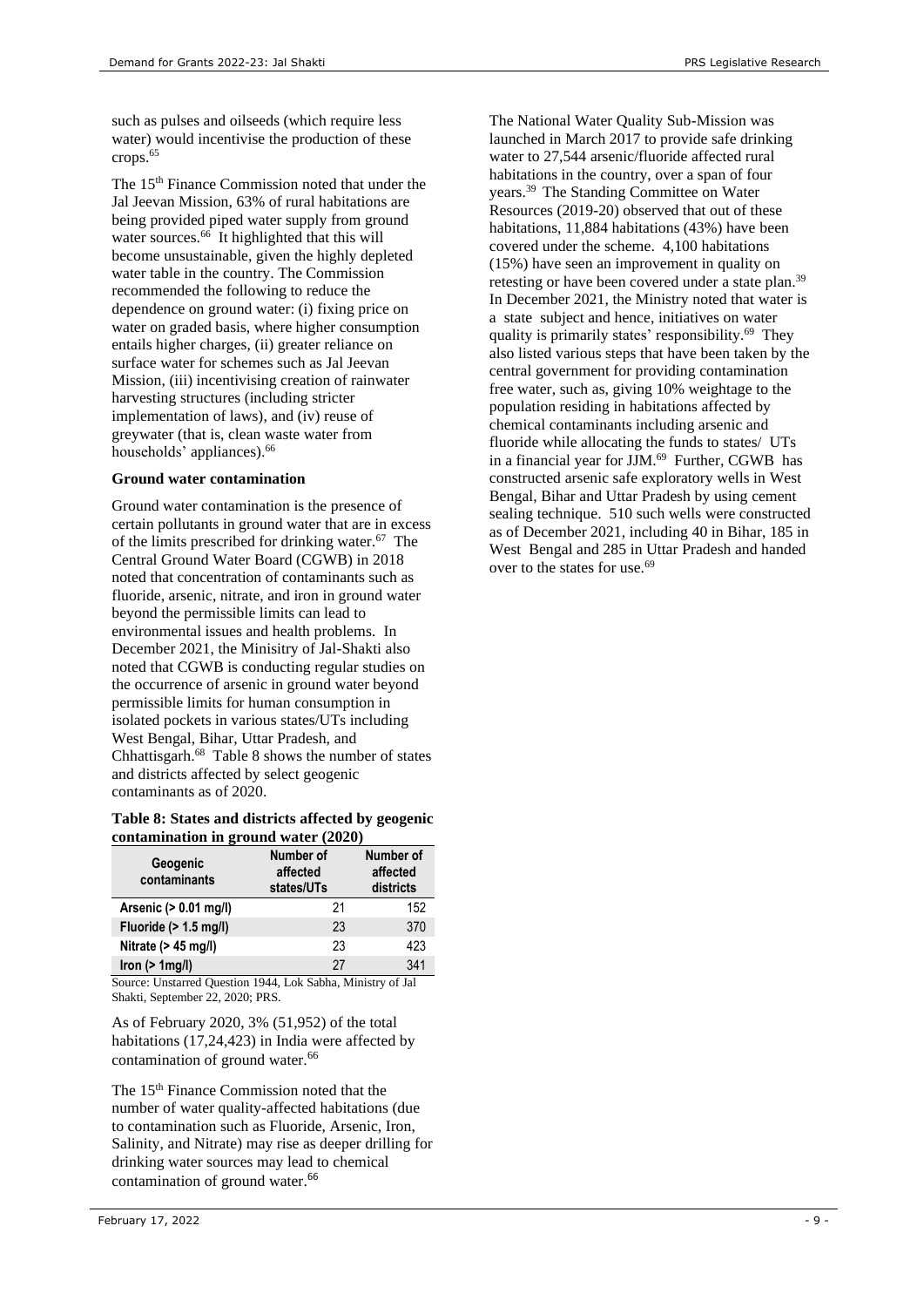such as pulses and oilseeds (which require less water) would incentivise the production of these crops.[65]

The 15th Finance Commission noted that under the Jal Jeevan Mission, 63% of rural habitations are being provided piped water supply from ground water sources.[66] It highlighted that this will become unsustainable, given the highly depleted water table in the country. The Commission recommended the following to reduce the dependence on ground water: (i) fixing price on water on graded basis, where higher consumption entails higher charges, (ii) greater reliance on surface water for schemes such as Jal Jeevan Mission, (iii) incentivising creation of rainwater harvesting structures (including stricter implementation of laws), and (iv) reuse of greywater (that is, clean waste water from households' appliances).[66]

**Ground water contamination**

Ground water contamination is the presence of certain pollutants in ground water that are in excess of the limits prescribed for drinking water.[67] The Central Ground Water Board (CGWB) in 2018 noted that concentration of contaminants such as fluoride, arsenic, nitrate, and iron in ground water beyond the permissible limits can lead to environmental issues and health problems. In December 2021, the Minisitry of Jal-Shakti also noted that CGWB is conducting regular studies on the occurrence of arsenic in ground water beyond permissible limits for human consumption in isolated pockets in various states/UTs including West Bengal, Bihar, Uttar Pradesh, and Chhattisgarh.[68] Table 8 shows the number of states and districts affected by select geogenic contaminants as of 2020.

**Table 8: States and districts affected by geogenic contamination in ground water (2020)**

| Geogenic contaminants | Number of affected states/UTs | Number of affected districts |
|---|---|---|
| Arsenic (> 0.01 mg/l) | 21 | 152 |
| Fluoride (> 1.5 mg/l) | 23 | 370 |
| Nitrate (> 45 mg/l) | 23 | 423 |
| Iron (> 1mg/l) | 27 | 341 |

Source: Unstarred Question 1944, Lok Sabha, Ministry of Jal Shakti, September 22, 2020; PRS.

As of February 2020, 3% (51,952) of the total habitations (17,24,423) in India were affected by contamination of ground water.[66]

The 15th Finance Commission noted that the number of water quality-affected habitations (due to contamination such as Fluoride, Arsenic, Iron, Salinity, and Nitrate) may rise as deeper drilling for drinking water sources may lead to chemical contamination of ground water.[66]

The National Water Quality Sub-Mission was launched in March 2017 to provide safe drinking water to 27,544 arsenic/fluoride affected rural habitations in the country, over a span of four years.[39] The Standing Committee on Water Resources (2019-20) observed that out of these habitations, 11,884 habitations (43%) have been covered under the scheme. 4,100 habitations (15%) have seen an improvement in quality on retesting or have been covered under a state plan.[39] In December 2021, the Ministry noted that water is a state subject and hence, initiatives on water quality is primarily states' responsibility.[69] They also listed various steps that have been taken by the central government for providing contamination free water, such as, giving 10% weightage to the population residing in habitations affected by chemical contaminants including arsenic and fluoride while allocating the funds to states/ UTs in a financial year for JJM.[69] Further, CGWB has constructed arsenic safe exploratory wells in West Bengal, Bihar and Uttar Pradesh by using cement sealing technique. 510 such wells were constructed as of December 2021, including 40 in Bihar, 185 in West Bengal and 285 in Uttar Pradesh and handed over to the states for use.[69]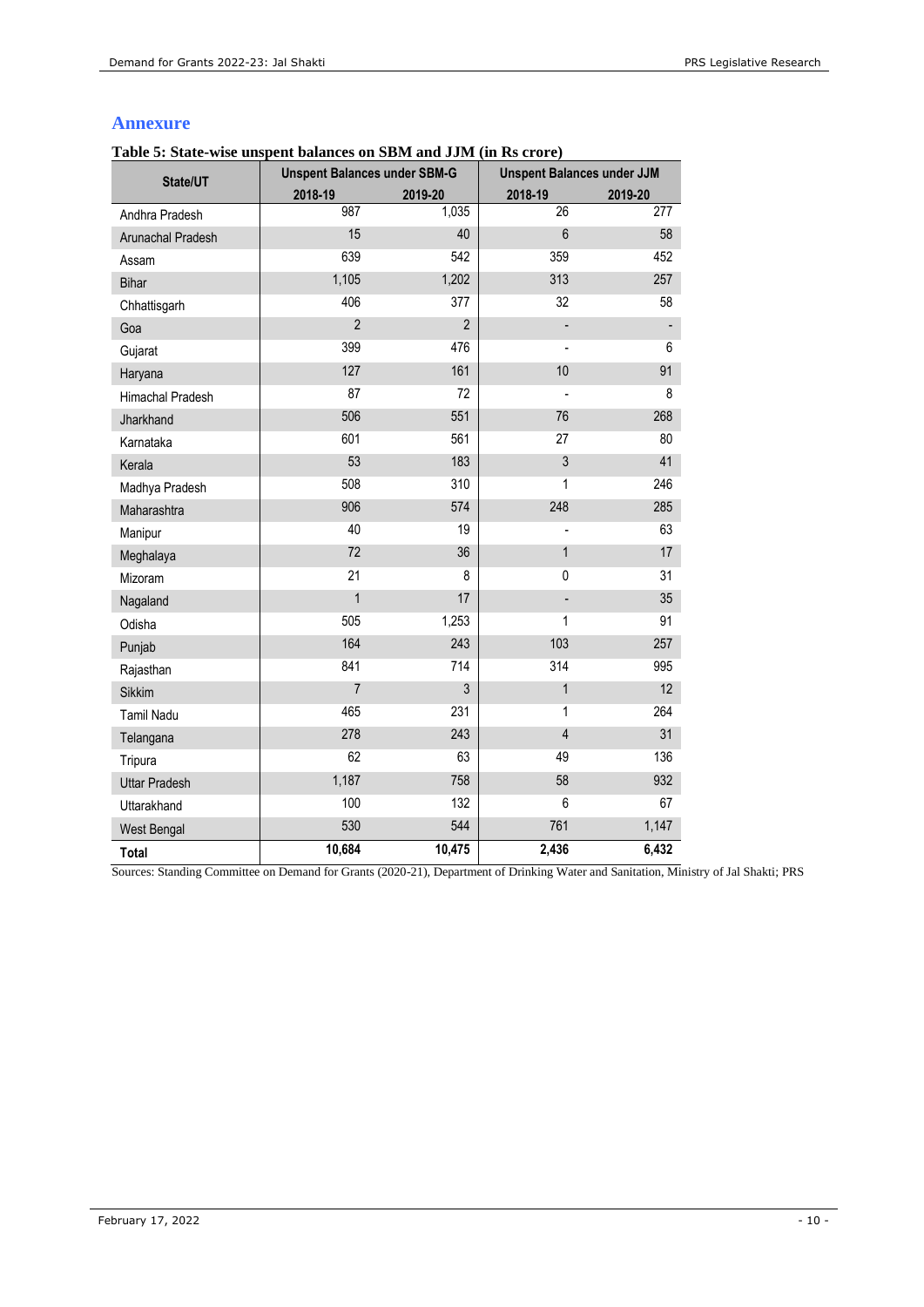## Annexure

**Table 5: State-wise unspent balances on SBM and JJM (in Rs crore)**

| State/UT | Unspent Balances under SBM-G | | Unspent Balances under JJM | |
|---|---|---|---|---|
| | 2018-19 | 2019-20 | 2018-19 | 2019-20 |
| Andhra Pradesh | 987 | 1,035 | 26 | 277 |
| Arunachal Pradesh | 15 | 40 | 6 | 58 |
| Assam | 639 | 542 | 359 | 452 |
| Bihar | 1,105 | 1,202 | 313 | 257 |
| Chhattisgarh | 406 | 377 | 32 | 58 |
| Goa | 2 | 2 | - | - |
| Gujarat | 399 | 476 | - | 6 |
| Haryana | 127 | 161 | 10 | 91 |
| Himachal Pradesh | 87 | 72 | - | 8 |
| Jharkhand | 506 | 551 | 76 | 268 |
| Karnataka | 601 | 561 | 27 | 80 |
| Kerala | 53 | 183 | 3 | 41 |
| Madhya Pradesh | 508 | 310 | 1 | 246 |
| Maharashtra | 906 | 574 | 248 | 285 |
| Manipur | 40 | 19 | - | 63 |
| Meghalaya | 72 | 36 | 1 | 17 |
| Mizoram | 21 | 8 | 0 | 31 |
| Nagaland | 1 | 17 | - | 35 |
| Odisha | 505 | 1,253 | 1 | 91 |
| Punjab | 164 | 243 | 103 | 257 |
| Rajasthan | 841 | 714 | 314 | 995 |
| Sikkim | 7 | 3 | 1 | 12 |
| Tamil Nadu | 465 | 231 | 1 | 264 |
| Telangana | 278 | 243 | 4 | 31 |
| Tripura | 62 | 63 | 49 | 136 |
| Uttar Pradesh | 1,187 | 758 | 58 | 932 |
| Uttarakhand | 100 | 132 | 6 | 67 |
| West Bengal | 530 | 544 | 761 | 1,147 |
| **Total** | **10,684** | **10,475** | **2,436** | **6,432** |

Sources: Standing Committee on Demand for Grants (2020-21), Department of Drinking Water and Sanitation, Ministry of Jal Shakti; PRS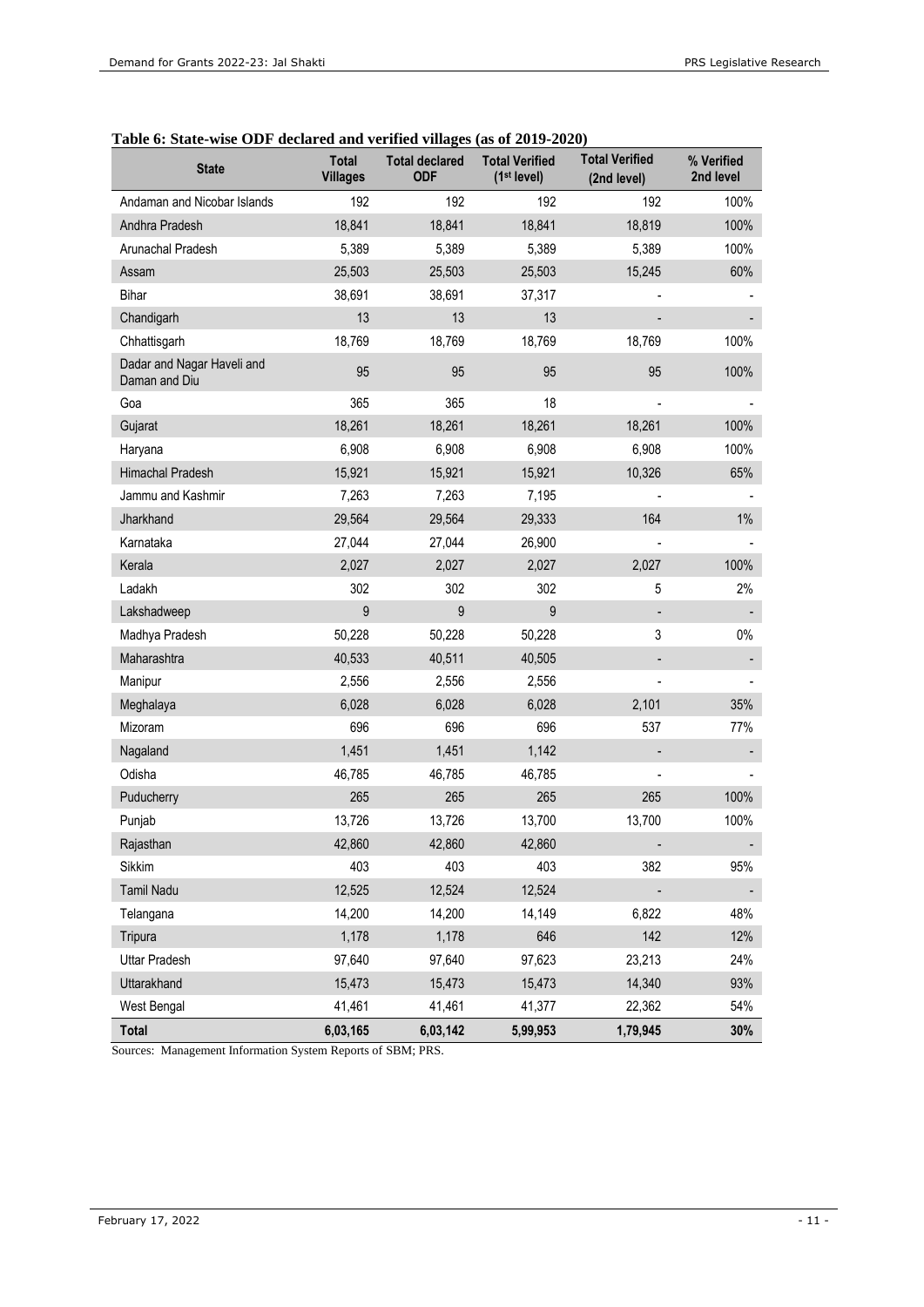**Table 6: State-wise ODF declared and verified villages (as of 2019-2020)**

| State | Total Villages | Total declared ODF | Total Verified (1st level) | Total Verified (2nd level) | % Verified 2nd level |
|---|---|---|---|---|---|
| Andaman and Nicobar Islands | 192 | 192 | 192 | 192 | 100% |
| Andhra Pradesh | 18,841 | 18,841 | 18,841 | 18,819 | 100% |
| Arunachal Pradesh | 5,389 | 5,389 | 5,389 | 5,389 | 100% |
| Assam | 25,503 | 25,503 | 25,503 | 15,245 | 60% |
| Bihar | 38,691 | 38,691 | 37,317 | - | - |
| Chandigarh | 13 | 13 | 13 | - | - |
| Chhattisgarh | 18,769 | 18,769 | 18,769 | 18,769 | 100% |
| Dadar and Nagar Haveli and Daman and Diu | 95 | 95 | 95 | 95 | 100% |
| Goa | 365 | 365 | 18 | - | - |
| Gujarat | 18,261 | 18,261 | 18,261 | 18,261 | 100% |
| Haryana | 6,908 | 6,908 | 6,908 | 6,908 | 100% |
| Himachal Pradesh | 15,921 | 15,921 | 15,921 | 10,326 | 65% |
| Jammu and Kashmir | 7,263 | 7,263 | 7,195 | - | - |
| Jharkhand | 29,564 | 29,564 | 29,333 | 164 | 1% |
| Karnataka | 27,044 | 27,044 | 26,900 | - | - |
| Kerala | 2,027 | 2,027 | 2,027 | 2,027 | 100% |
| Ladakh | 302 | 302 | 302 | 5 | 2% |
| Lakshadweep | 9 | 9 | 9 | - | - |
| Madhya Pradesh | 50,228 | 50,228 | 50,228 | 3 | 0% |
| Maharashtra | 40,533 | 40,511 | 40,505 | - | - |
| Manipur | 2,556 | 2,556 | 2,556 | - | - |
| Meghalaya | 6,028 | 6,028 | 6,028 | 2,101 | 35% |
| Mizoram | 696 | 696 | 696 | 537 | 77% |
| Nagaland | 1,451 | 1,451 | 1,142 | - | - |
| Odisha | 46,785 | 46,785 | 46,785 | - | - |
| Puducherry | 265 | 265 | 265 | 265 | 100% |
| Punjab | 13,726 | 13,726 | 13,700 | 13,700 | 100% |
| Rajasthan | 42,860 | 42,860 | 42,860 | - | - |
| Sikkim | 403 | 403 | 403 | 382 | 95% |
| Tamil Nadu | 12,525 | 12,524 | 12,524 | - | - |
| Telangana | 14,200 | 14,200 | 14,149 | 6,822 | 48% |
| Tripura | 1,178 | 1,178 | 646 | 142 | 12% |
| Uttar Pradesh | 97,640 | 97,640 | 97,623 | 23,213 | 24% |
| Uttarakhand | 15,473 | 15,473 | 15,473 | 14,340 | 93% |
| West Bengal | 41,461 | 41,461 | 41,377 | 22,362 | 54% |
| **Total** | **6,03,165** | **6,03,142** | **5,99,953** | **1,79,945** | **30%** |

Sources: Management Information System Reports of SBM; PRS.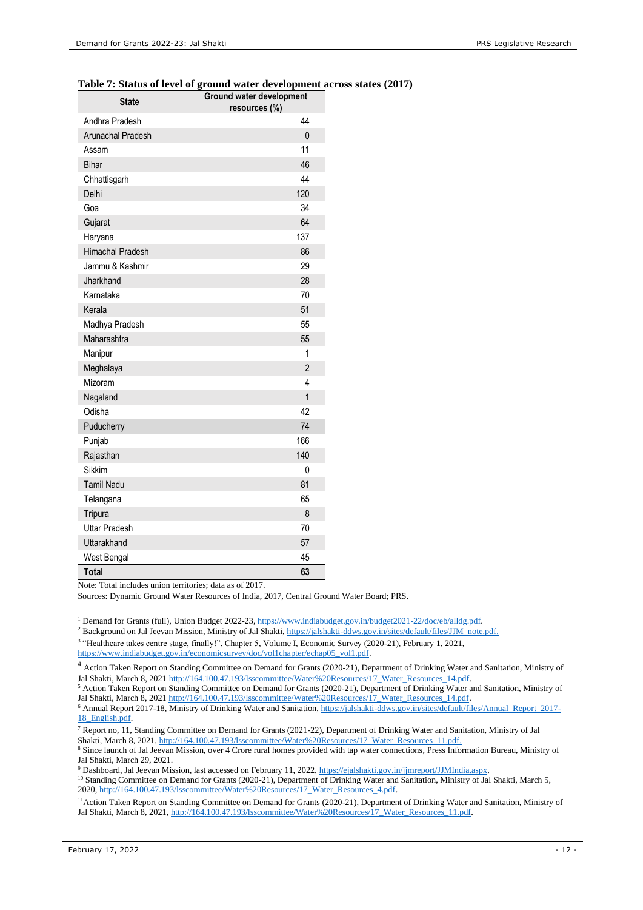**Table 7: Status of level of ground water development across states (2017)**

| State | Ground water development resources (%) |
|---|---|
| Andhra Pradesh | 44 |
| Arunachal Pradesh | 0 |
| Assam | 11 |
| Bihar | 46 |
| Chhattisgarh | 44 |
| Delhi | 120 |
| Goa | 34 |
| Gujarat | 64 |
| Haryana | 137 |
| Himachal Pradesh | 86 |
| Jammu & Kashmir | 29 |
| Jharkhand | 28 |
| Karnataka | 70 |
| Kerala | 51 |
| Madhya Pradesh | 55 |
| Maharashtra | 55 |
| Manipur | 1 |
| Meghalaya | 2 |
| Mizoram | 4 |
| Nagaland | 1 |
| Odisha | 42 |
| Puducherry | 74 |
| Punjab | 166 |
| Rajasthan | 140 |
| Sikkim | 0 |
| Tamil Nadu | 81 |
| Telangana | 65 |
| Tripura | 8 |
| Uttar Pradesh | 70 |
| Uttarakhand | 57 |
| West Bengal | 45 |
| **Total** | **63** |

Note: Total includes union territories; data as of 2017.

Sources: Dynamic Ground Water Resources of India, 2017, Central Ground Water Board; PRS.

---

[1] Demand for Grants (full), Union Budget 2022-23, https://www.indiabudget.gov.in/budget2021-22/doc/eb/alldg.pdf.

[2] Background on Jal Jeevan Mission, Ministry of Jal Shakti, https://jalshakti-ddws.gov.in/sites/default/files/JJM_note.pdf.

[3] "Healthcare takes centre stage, finally!", Chapter 5, Volume I, Economic Survey (2020-21), February 1, 2021, https://www.indiabudget.gov.in/economicsurvey/doc/vol1chapter/echap05_vol1.pdf.

[4] Action Taken Report on Standing Committee on Demand for Grants (2020-21), Department of Drinking Water and Sanitation, Ministry of Jal Shakti, March 8, 2021 http://164.100.47.193/lsscommittee/Water%20Resources/17_Water_Resources_14.pdf.

[5] Action Taken Report on Standing Committee on Demand for Grants (2020-21), Department of Drinking Water and Sanitation, Ministry of Jal Shakti, March 8, 2021 http://164.100.47.193/lsscommittee/Water%20Resources/17_Water_Resources_14.pdf.

[6] Annual Report 2017-18, Ministry of Drinking Water and Sanitation, https://jalshakti-ddws.gov.in/sites/default/files/Annual_Report_2017-18_English.pdf.

[7] Report no, 11, Standing Committee on Demand for Grants (2021-22), Department of Drinking Water and Sanitation, Ministry of Jal Shakti, March 8, 2021, http://164.100.47.193/lsscommittee/Water%20Resources/17_Water_Resources_11.pdf.

[8] Since launch of Jal Jeevan Mission, over 4 Crore rural homes provided with tap water connections, Press Information Bureau, Ministry of Jal Shakti, March 29, 2021.

[9] Dashboard, Jal Jeevan Mission, last accessed on February 11, 2022, https://ejalshakti.gov.in/jjmreport/JJMIndia.aspx.

[10] Standing Committee on Demand for Grants (2020-21), Department of Drinking Water and Sanitation, Ministry of Jal Shakti, March 5, 2020, http://164.100.47.193/lsscommittee/Water%20Resources/17_Water_Resources_4.pdf.

[11] Action Taken Report on Standing Committee on Demand for Grants (2020-21), Department of Drinking Water and Sanitation, Ministry of Jal Shakti, March 8, 2021, http://164.100.47.193/lsscommittee/Water%20Resources/17_Water_Resources_11.pdf.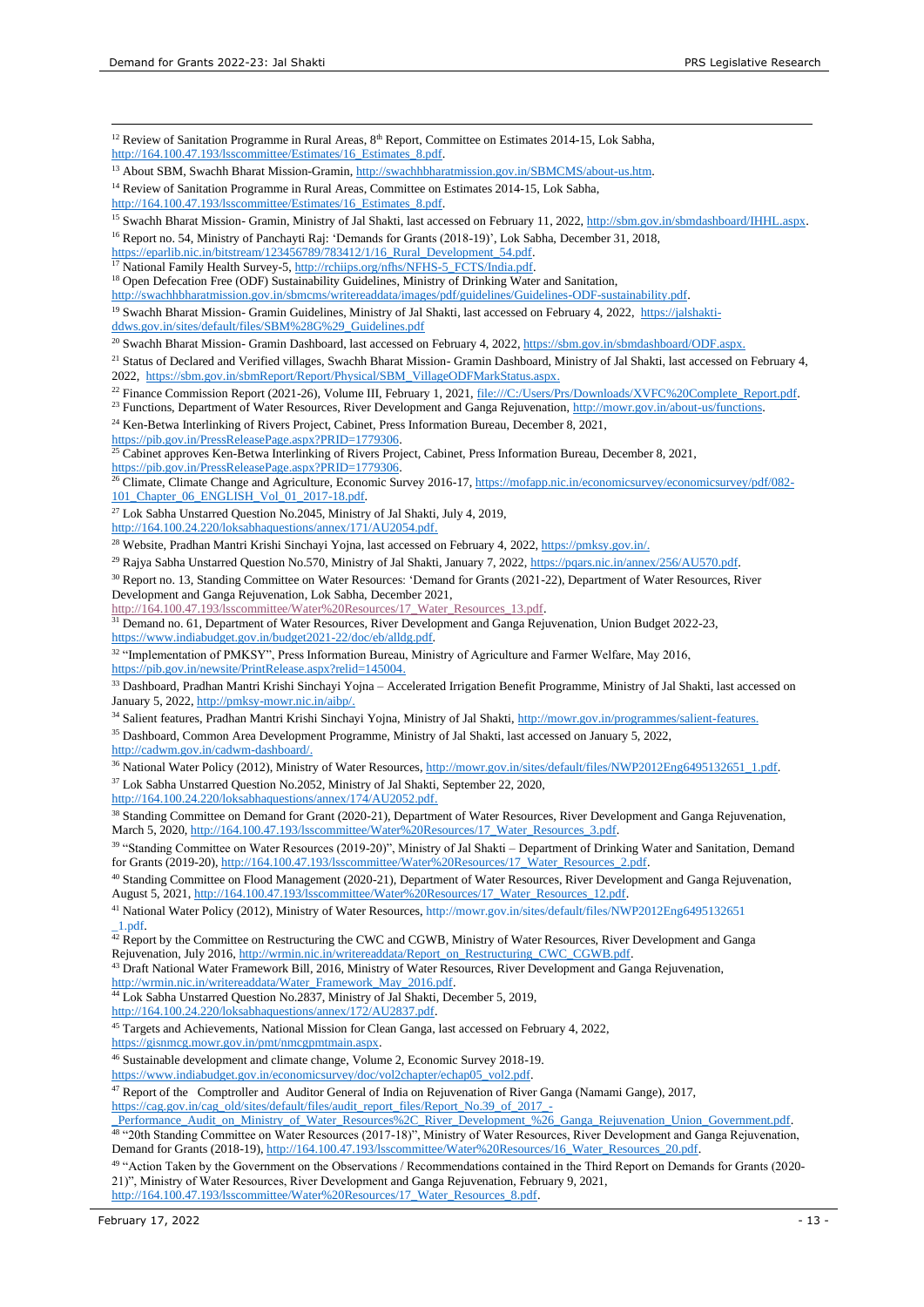[12] Review of Sanitation Programme in Rural Areas, 8th Report, Committee on Estimates 2014-15, Lok Sabha, http://164.100.47.193/lsscommittee/Estimates/16_Estimates_8.pdf.

[13] About SBM, Swachh Bharat Mission-Gramin, http://swachhbharatmission.gov.in/SBMCMS/about-us.htm.

[14] Review of Sanitation Programme in Rural Areas, Committee on Estimates 2014-15, Lok Sabha, http://164.100.47.193/lsscommittee/Estimates/16_Estimates_8.pdf.

[15] Swachh Bharat Mission- Gramin, Ministry of Jal Shakti, last accessed on February 11, 2022, http://sbm.gov.in/sbmdashboard/IHHL.aspx.

[16] Report no. 54, Ministry of Panchayti Raj: 'Demands for Grants (2018-19)', Lok Sabha, December 31, 2018, https://eparlib.nic.in/bitstream/123456789/783412/1/16_Rural_Development_54.pdf.

[17] National Family Health Survey-5, http://rchiips.org/nfhs/NFHS-5_FCTS/India.pdf.

[18] Open Defecation Free (ODF) Sustainability Guidelines, Ministry of Drinking Water and Sanitation, http://swachhbharatmission.gov.in/sbmcms/writereaddata/images/pdf/guidelines/Guidelines-ODF-sustainability.pdf.

[19] Swachh Bharat Mission- Gramin Guidelines, Ministry of Jal Shakti, last accessed on February 4, 2022, https://jalshakti-ddws.gov.in/sites/default/files/SBM%28G%29_Guidelines.pdf

[20] Swachh Bharat Mission- Gramin Dashboard, last accessed on February 4, 2022, https://sbm.gov.in/sbmdashboard/ODF.aspx.

[21] Status of Declared and Verified villages, Swachh Bharat Mission- Gramin Dashboard, Ministry of Jal Shakti, last accessed on February 4, 2022, https://sbm.gov.in/sbmReport/Report/Physical/SBM_VillageODFMarkStatus.aspx.

[22] Finance Commission Report (2021-26), Volume III, February 1, 2021, file:///C:/Users/Prs/Downloads/XVFC%20Complete_Report.pdf.

[23] Functions, Department of Water Resources, River Development and Ganga Rejuvenation, http://mowr.gov.in/about-us/functions.

[24] Ken-Betwa Interlinking of Rivers Project, Cabinet, Press Information Bureau, December 8, 2021, https://pib.gov.in/PressReleasePage.aspx?PRID=1779306.

[25] Cabinet approves Ken-Betwa Interlinking of Rivers Project, Cabinet, Press Information Bureau, December 8, 2021, https://pib.gov.in/PressReleasePage.aspx?PRID=1779306.

[26] Climate, Climate Change and Agriculture, Economic Survey 2016-17, https://mofapp.nic.in/economicsurvey/economicsurvey/pdf/082-101_Chapter_06_ENGLISH_Vol_01_2017-18.pdf.

[27] Lok Sabha Unstarred Question No.2045, Ministry of Jal Shakti, July 4, 2019, http://164.100.24.220/loksabhaquestions/annex/171/AU2054.pdf.

[28] Website, Pradhan Mantri Krishi Sinchayi Yojna, last accessed on February 4, 2022, https://pmksy.gov.in/.

[29] Rajya Sabha Unstarred Question No.570, Ministry of Jal Shakti, January 7, 2022, https://pqars.nic.in/annex/256/AU570.pdf.

[30] Report no. 13, Standing Committee on Water Resources: 'Demand for Grants (2021-22), Department of Water Resources, River Development and Ganga Rejuvenation, Lok Sabha, December 2021, http://164.100.47.193/lsscommittee/Water%20Resources/17_Water_Resources_13.pdf.

[31] Demand no. 61, Department of Water Resources, River Development and Ganga Rejuvenation, Union Budget 2022-23, https://www.indiabudget.gov.in/budget2021-22/doc/eb/alldg.pdf.

[32] "Implementation of PMKSY", Press Information Bureau, Ministry of Agriculture and Farmer Welfare, May 2016, https://pib.gov.in/newsite/PrintRelease.aspx?relid=145004.

[33] Dashboard, Pradhan Mantri Krishi Sinchayi Yojna – Accelerated Irrigation Benefit Programme, Ministry of Jal Shakti, last accessed on January 5, 2022, http://pmksy-mowr.nic.in/aibp/.

[34] Salient features, Pradhan Mantri Krishi Sinchayi Yojna, Ministry of Jal Shakti, http://mowr.gov.in/programmes/salient-features.

[35] Dashboard, Common Area Development Programme, Ministry of Jal Shakti, last accessed on January 5, 2022, http://cadwm.gov.in/cadwm-dashboard/.

[36] National Water Policy (2012), Ministry of Water Resources, http://mowr.gov.in/sites/default/files/NWP2012Eng6495132651_1.pdf.

[37] Lok Sabha Unstarred Question No.2052, Ministry of Jal Shakti, September 22, 2020, http://164.100.24.220/loksabhaquestions/annex/174/AU2052.pdf.

[38] Standing Committee on Demand for Grant (2020-21), Department of Water Resources, River Development and Ganga Rejuvenation, March 5, 2020, http://164.100.47.193/lsscommittee/Water%20Resources/17_Water_Resources_3.pdf.

[39] "Standing Committee on Water Resources (2019-20)", Ministry of Jal Shakti – Department of Drinking Water and Sanitation, Demand for Grants (2019-20), http://164.100.47.193/lsscommittee/Water%20Resources/17_Water_Resources_2.pdf.

[40] Standing Committee on Flood Management (2020-21), Department of Water Resources, River Development and Ganga Rejuvenation, August 5, 2021, http://164.100.47.193/lsscommittee/Water%20Resources/17_Water_Resources_12.pdf.

[41] National Water Policy (2012), Ministry of Water Resources, http://mowr.gov.in/sites/default/files/NWP2012Eng6495132651_1.pdf.

[42] Report by the Committee on Restructuring the CWC and CGWB, Ministry of Water Resources, River Development and Ganga Rejuvenation, July 2016, http://wrmin.nic.in/writereaddata/Report_on_Restructuring_CWC_CGWB.pdf.

[43] Draft National Water Framework Bill, 2016, Ministry of Water Resources, River Development and Ganga Rejuvenation, http://wrmin.nic.in/writereaddata/Water_Framework_May_2016.pdf.

[44] Lok Sabha Unstarred Question No.2837, Ministry of Jal Shakti, December 5, 2019, http://164.100.24.220/loksabhaquestions/annex/172/AU2837.pdf.

[45] Targets and Achievements, National Mission for Clean Ganga, last accessed on February 4, 2022, https://gisnmcg.mowr.gov.in/pmt/nmcgpmtmain.aspx.

[46] Sustainable development and climate change, Volume 2, Economic Survey 2018-19. https://www.indiabudget.gov.in/economicsurvey/doc/vol2chapter/echap05_vol2.pdf.

[47] Report of the Comptroller and Auditor General of India on Rejuvenation of River Ganga (Namami Gange), 2017, https://cag.gov.in/cag_old/sites/default/files/audit_report_files/Report_No.39_of_2017_-_Performance_Audit_on_Ministry_of_Water_Resources%2C_River_Development_%26_Ganga_Rejuvenation_Union_Government.pdf.

[48] "20th Standing Committee on Water Resources (2017-18)", Ministry of Water Resources, River Development and Ganga Rejuvenation, Demand for Grants (2018-19), http://164.100.47.193/lsscommittee/Water%20Resources/16_Water_Resources_20.pdf.

[49] "Action Taken by the Government on the Observations / Recommendations contained in the Third Report on Demands for Grants (2020-21)", Ministry of Water Resources, River Development and Ganga Rejuvenation, February 9, 2021, http://164.100.47.193/lsscommittee/Water%20Resources/17_Water_Resources_8.pdf.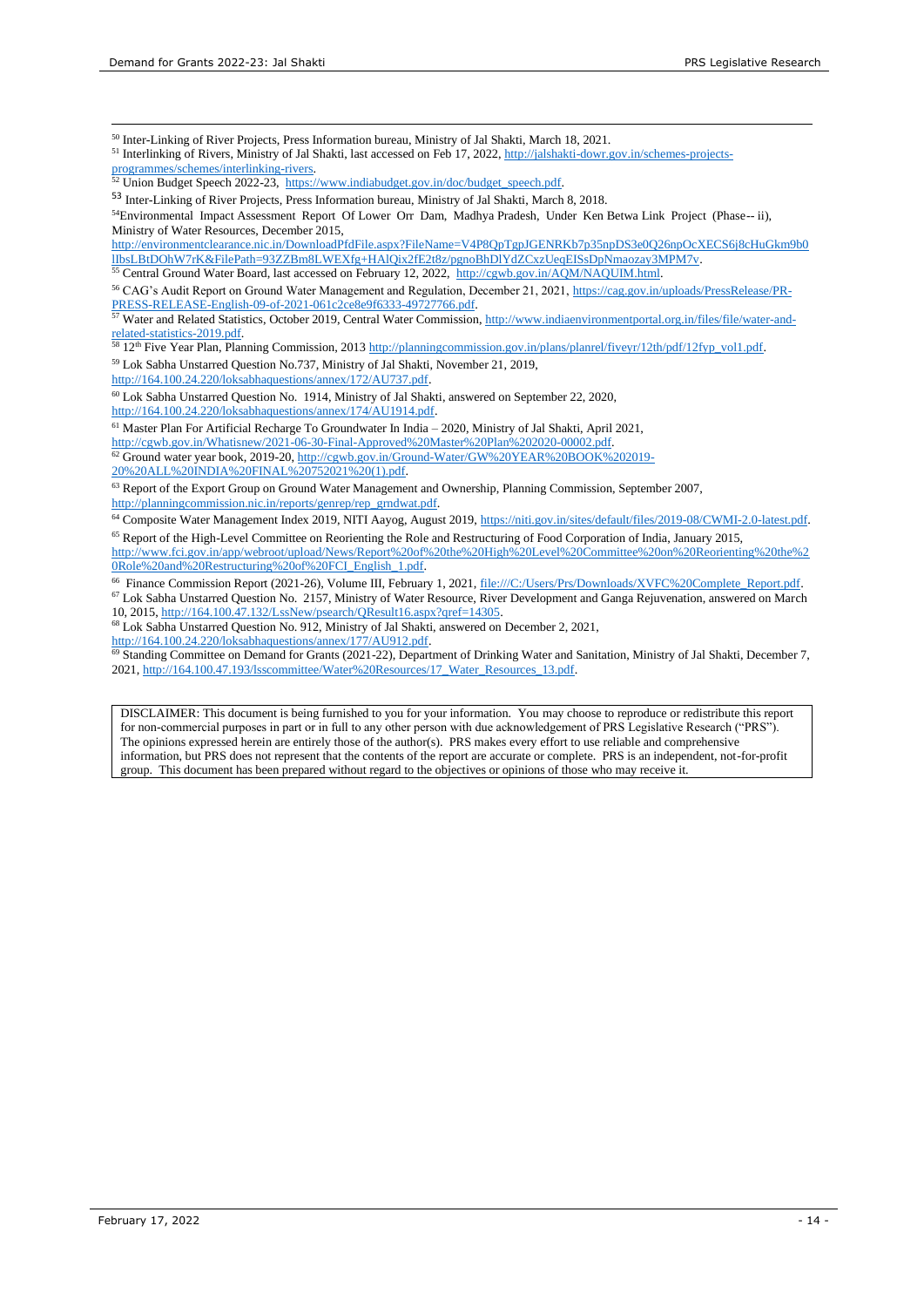[50] Inter-Linking of River Projects, Press Information bureau, Ministry of Jal Shakti, March 18, 2021.

[51] Interlinking of Rivers, Ministry of Jal Shakti, last accessed on Feb 17, 2022, http://jalshakti-dowr.gov.in/schemes-projects-programmes/schemes/interlinking-rivers.

[52] Union Budget Speech 2022-23, https://www.indiabudget.gov.in/doc/budget_speech.pdf.

[53] Inter-Linking of River Projects, Press Information bureau, Ministry of Jal Shakti, March 8, 2018.

[54] Environmental Impact Assessment Report Of Lower Orr Dam, Madhya Pradesh, Under Ken Betwa Link Project (Phase-- ii), Ministry of Water Resources, December 2015, http://environmentclearance.nic.in/DownloadPfdFile.aspx?FileName=V4P8QpTgpJGENRKb7p35npDS3e0Q26npOcXECS6j8cHuGkm9b0llbsLBtDOhW7rK&FilePath=93ZZBm8LWEXfg+HAlQix2fE2t8z/pgnoBhDlYdZCxzUeqEISsDpNmaozay3MPM7v.

[55] Central Ground Water Board, last accessed on February 12, 2022, http://cgwb.gov.in/AQM/NAQUIM.html.

[56] CAG's Audit Report on Ground Water Management and Regulation, December 21, 2021, https://cag.gov.in/uploads/PressRelease/PR-PRESS-RELEASE-English-09-of-2021-061c2ce8e9f6333-49727766.pdf.

[57] Water and Related Statistics, October 2019, Central Water Commission, http://www.indiaenvironmentportal.org.in/files/file/water-and-related-statistics-2019.pdf.

[58] 12th Five Year Plan, Planning Commission, 2013 http://planningcommission.gov.in/plans/planrel/fiveyr/12th/pdf/12fyp_vol1.pdf.

[59] Lok Sabha Unstarred Question No.737, Ministry of Jal Shakti, November 21, 2019, http://164.100.24.220/loksabhaquestions/annex/172/AU737.pdf.

[60] Lok Sabha Unstarred Question No. 1914, Ministry of Jal Shakti, answered on September 22, 2020, http://164.100.24.220/loksabhaquestions/annex/174/AU1914.pdf.

[61] Master Plan For Artificial Recharge To Groundwater In India – 2020, Ministry of Jal Shakti, April 2021, http://cgwb.gov.in/Whatisnew/2021-06-30-Final-Approved%20Master%20Plan%202020-00002.pdf.

[62] Ground water year book, 2019-20, http://cgwb.gov.in/Ground-Water/GW%20YEAR%20BOOK%202019-20%20ALL%20INDIA%20FINAL%20752021%20(1).pdf.

[63] Report of the Export Group on Ground Water Management and Ownership, Planning Commission, September 2007, http://planningcommission.nic.in/reports/genrep/rep_grndwat.pdf.

[64] Composite Water Management Index 2019, NITI Aayog, August 2019, https://niti.gov.in/sites/default/files/2019-08/CWMI-2.0-latest.pdf.

[65] Report of the High-Level Committee on Reorienting the Role and Restructuring of Food Corporation of India, January 2015, http://www.fci.gov.in/app/webroot/upload/News/Report%20of%20the%20High%20Level%20Committee%20on%20Reorienting%20the%20Role%20and%20Restructuring%20of%20FCI_English_1.pdf.

[66] Finance Commission Report (2021-26), Volume III, February 1, 2021, file:///C:/Users/Prs/Downloads/XVFC%20Complete_Report.pdf.

[67] Lok Sabha Unstarred Question No. 2157, Ministry of Water Resource, River Development and Ganga Rejuvenation, answered on March 10, 2015, http://164.100.47.132/LssNew/psearch/QResult16.aspx?qref=14305.

[68] Lok Sabha Unstarred Question No. 912, Ministry of Jal Shakti, answered on December 2, 2021, http://164.100.24.220/loksabhaquestions/annex/177/AU912.pdf.

[69] Standing Committee on Demand for Grants (2021-22), Department of Drinking Water and Sanitation, Ministry of Jal Shakti, December 7, 2021, http://164.100.47.193/lsscommittee/Water%20Resources/17_Water_Resources_13.pdf.

DISCLAIMER: This document is being furnished to you for your information. You may choose to reproduce or redistribute this report for non-commercial purposes in part or in full to any other person with due acknowledgement of PRS Legislative Research ("PRS"). The opinions expressed herein are entirely those of the author(s). PRS makes every effort to use reliable and comprehensive information, but PRS does not represent that the contents of the report are accurate or complete. PRS is an independent, not-for-profit group. This document has been prepared without regard to the objectives or opinions of those who may receive it.